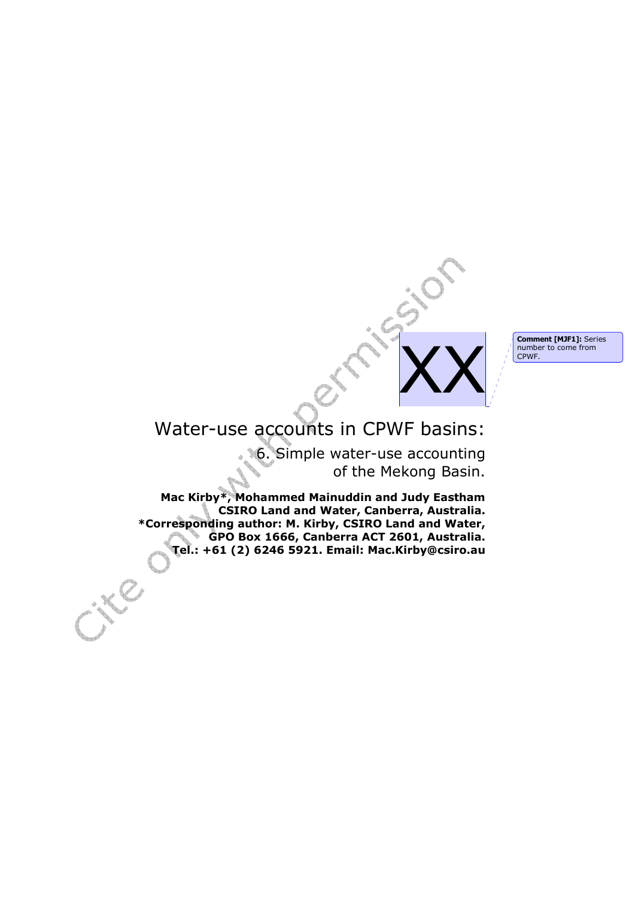XX

Comment [MJF1]: Series number to come from CPWF.

# Water-use accounts in CPWF basins:

## 6. Simple water-use accounting of the Mekong Basin.

**Mac Kirby\*, Mohammed Mainuddin and Judy Eastham**
**CSIRO Land and Water, Canberra, Australia.**
**\*Corresponding author: M. Kirby, CSIRO Land and Water, GPO Box 1666, Canberra ACT 2601, Australia.**
**Tel.: +61 (2) 6246 5921. Email: Mac.Kirby@csiro.au**

Cite only with permission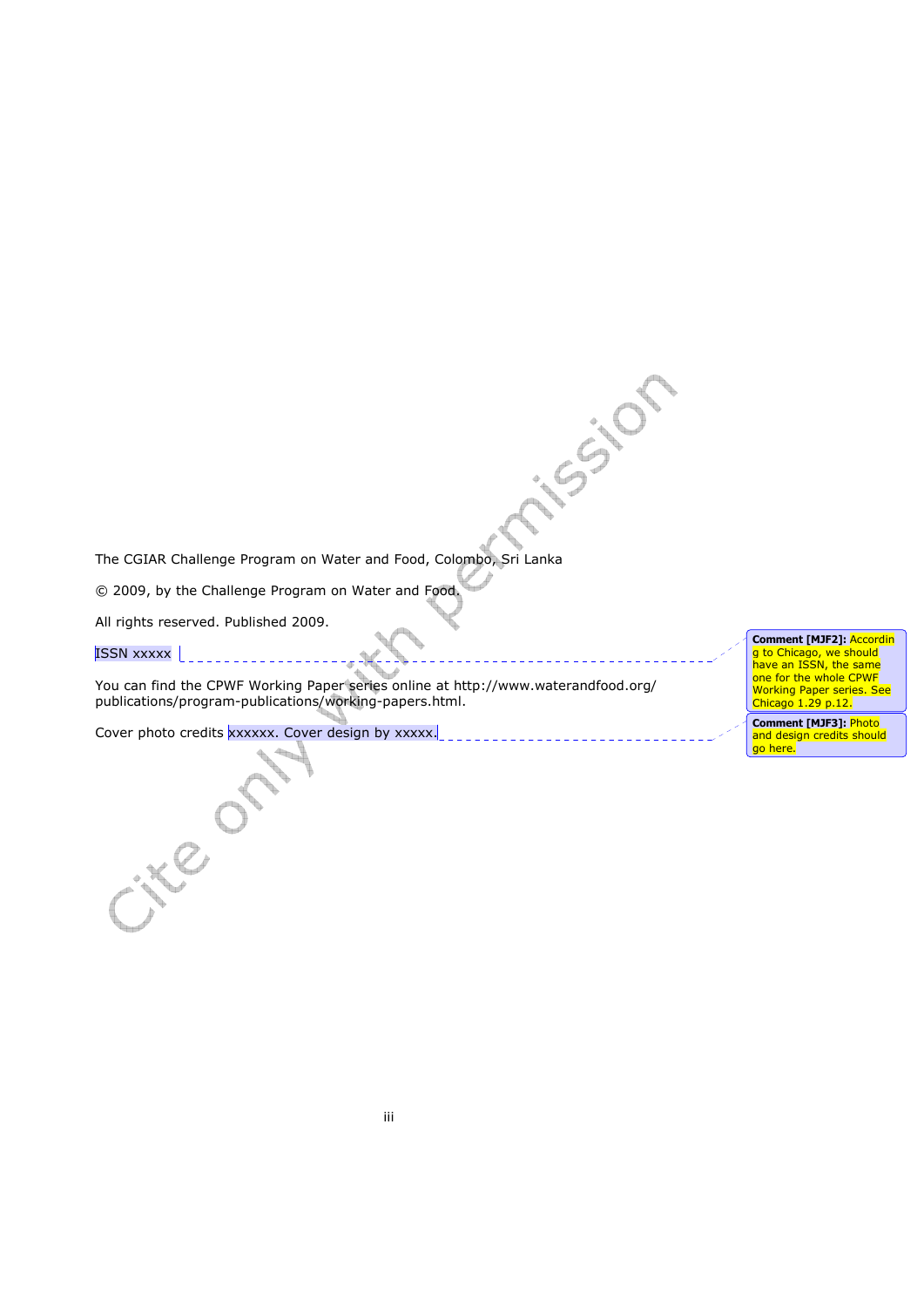The CGIAR Challenge Program on Water and Food, Colombo, Sri Lanka

© 2009, by the Challenge Program on Water and Food.

All rights reserved. Published 2009.

ISSN xxxxx

You can find the CPWF Working Paper series online at http://www.waterandfood.org/publications/program-publications/working-papers.html.

Cover photo credits xxxxxx. Cover design by xxxxx.

**Comment [MJF2]:** According to Chicago, we should have an ISSN, the same one for the whole CPWF Working Paper series. See Chicago 1.29 p.12.

**Comment [MJF3]:** Photo and design credits should go here.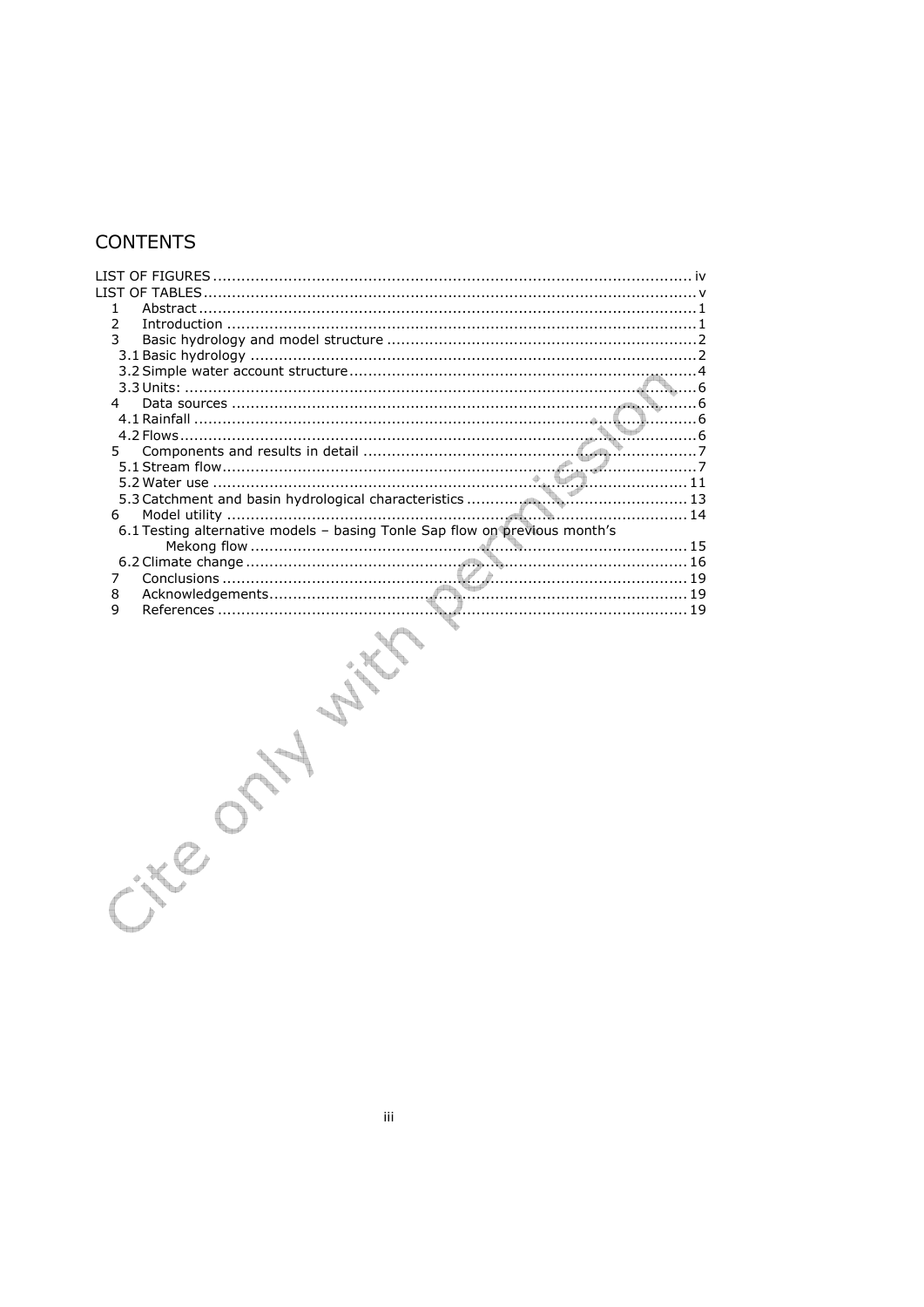# CONTENTS

LIST OF FIGURES ..................................................................................................... iv
LIST OF TABLES ....................................................................................................... v
1 Abstract ........................................................................................................ 1
2 Introduction ................................................................................................... 1
3 Basic hydrology and model structure ................................................................. 2
3.1 Basic hydrology ............................................................................................. 2
3.2 Simple water account structure ........................................................................ 4
3.3 Units: ........................................................................................................... 6
4 Data sources .................................................................................................. 6
4.1 Rainfall ........................................................................................................ 6
4.2 Flows ........................................................................................................... 6
5 Components and results in detail ..................................................................... 7
5.1 Stream flow .................................................................................................. 7
5.2 Water use ................................................................................................... 11
5.3 Catchment and basin hydrological characteristics .............................................. 13
6 Model utility ................................................................................................. 14
6.1 Testing alternative models – basing Tonle Sap flow on previous month's Mekong flow ............................................................................................................ 15
6.2 Climate change ............................................................................................ 16
7 Conclusions ................................................................................................. 19
8 Acknowledgements ....................................................................................... 19
9 References .................................................................................................. 19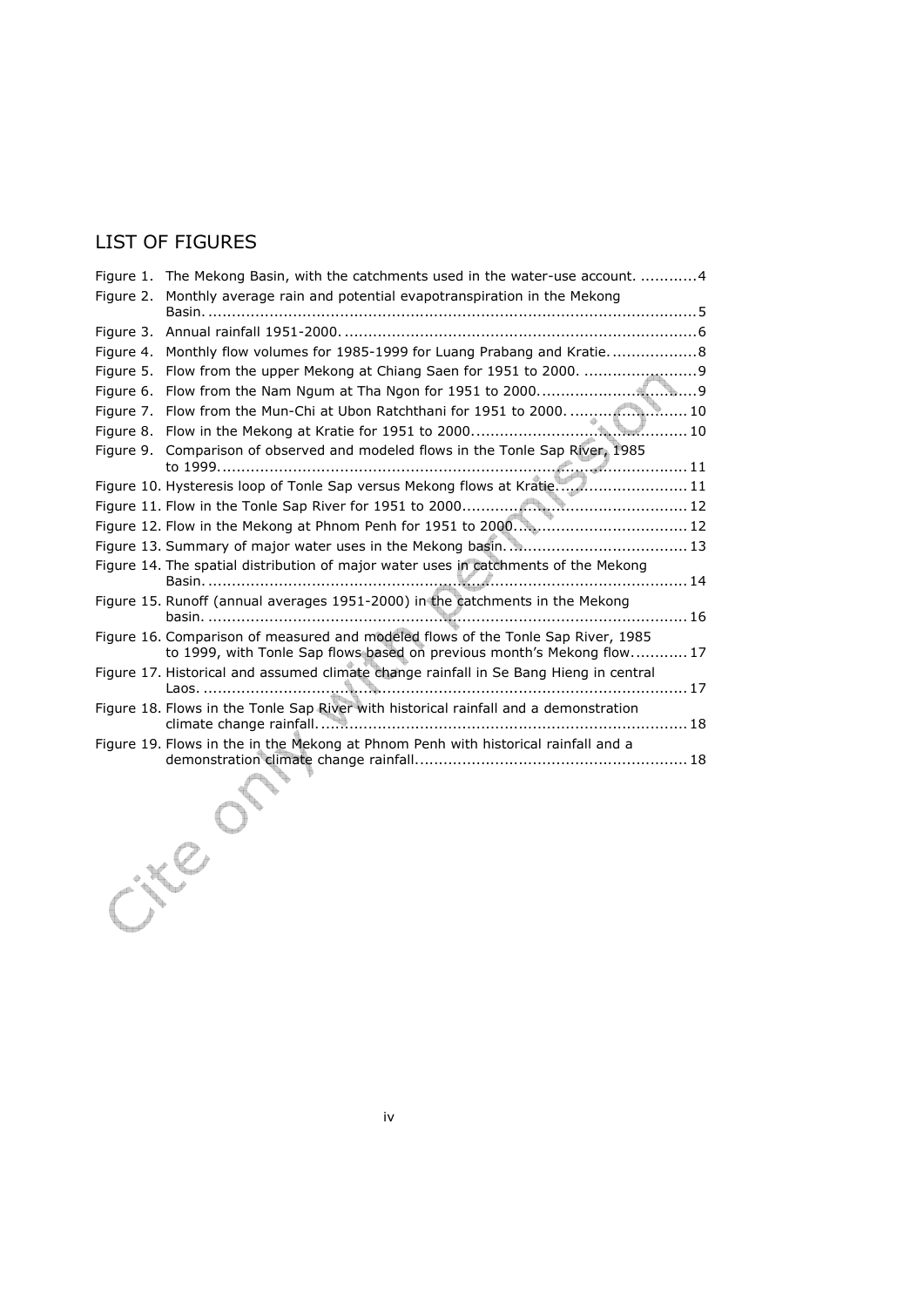## LIST OF FIGURES

Figure 1. The Mekong Basin, with the catchments used in the water-use account. ............4

Figure 2. Monthly average rain and potential evapotranspiration in the Mekong Basin. ........................................................................................................5

Figure 3. Annual rainfall 1951-2000. ..........................................................................6

Figure 4. Monthly flow volumes for 1985-1999 for Luang Prabang and Kratie. .................8

Figure 5. Flow from the upper Mekong at Chiang Saen for 1951 to 2000. .......................9

Figure 6. Flow from the Nam Ngum at Tha Ngon for 1951 to 2000. ................................9

Figure 7. Flow from the Mun-Chi at Ubon Ratchthani for 1951 to 2000. ........................ 10

Figure 8. Flow in the Mekong at Kratie for 1951 to 2000............................................. 10

Figure 9. Comparison of observed and modeled flows in the Tonle Sap River, 1985 to 1999. ................................................................................................ 11

Figure 10. Hysteresis loop of Tonle Sap versus Mekong flows at Kratie. .......................... 11

Figure 11. Flow in the Tonle Sap River for 1951 to 2000.............................................. 12

Figure 12. Flow in the Mekong at Phnom Penh for 1951 to 2000.................................... 12

Figure 13. Summary of major water uses in the Mekong basin. ..................................... 13

Figure 14. The spatial distribution of major water uses in catchments of the Mekong Basin. .................................................................................................... 14

Figure 15. Runoff (annual averages 1951-2000) in the catchments in the Mekong basin. .................................................................................................... 16

Figure 16. Comparison of measured and modeled flows of the Tonle Sap River, 1985 to 1999, with Tonle Sap flows based on previous month's Mekong flow........... 17

Figure 17. Historical and assumed climate change rainfall in Se Bang Hieng in central Laos. ...................................................................................................... 17

Figure 18. Flows in the Tonle Sap River with historical rainfall and a demonstration climate change rainfall. ............................................................................ 18

Figure 19. Flows in the in the Mekong at Phnom Penh with historical rainfall and a demonstration climate change rainfall........................................................ 18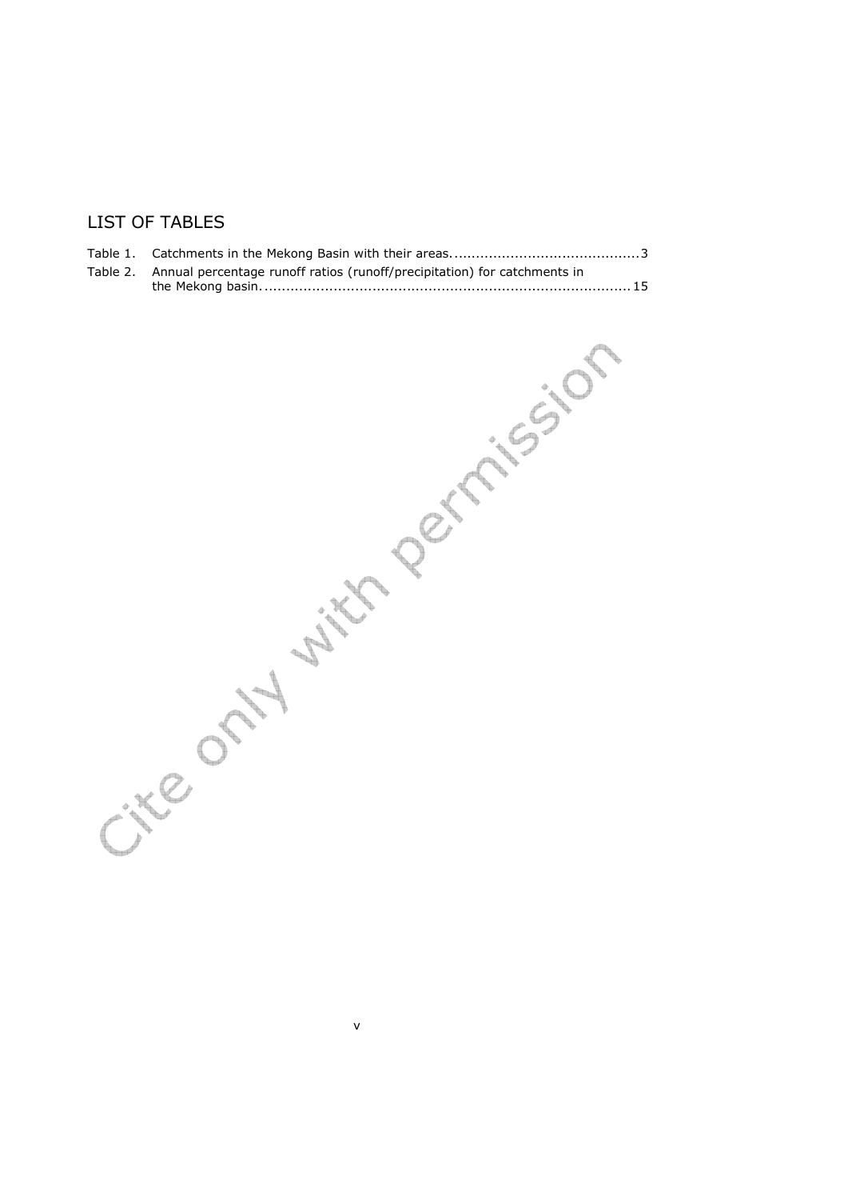## LIST OF TABLES

Table 1. Catchments in the Mekong Basin with their areas. .......................................... 3

Table 2. Annual percentage runoff ratios (runoff/precipitation) for catchments in the Mekong basin. ................................................................................... 15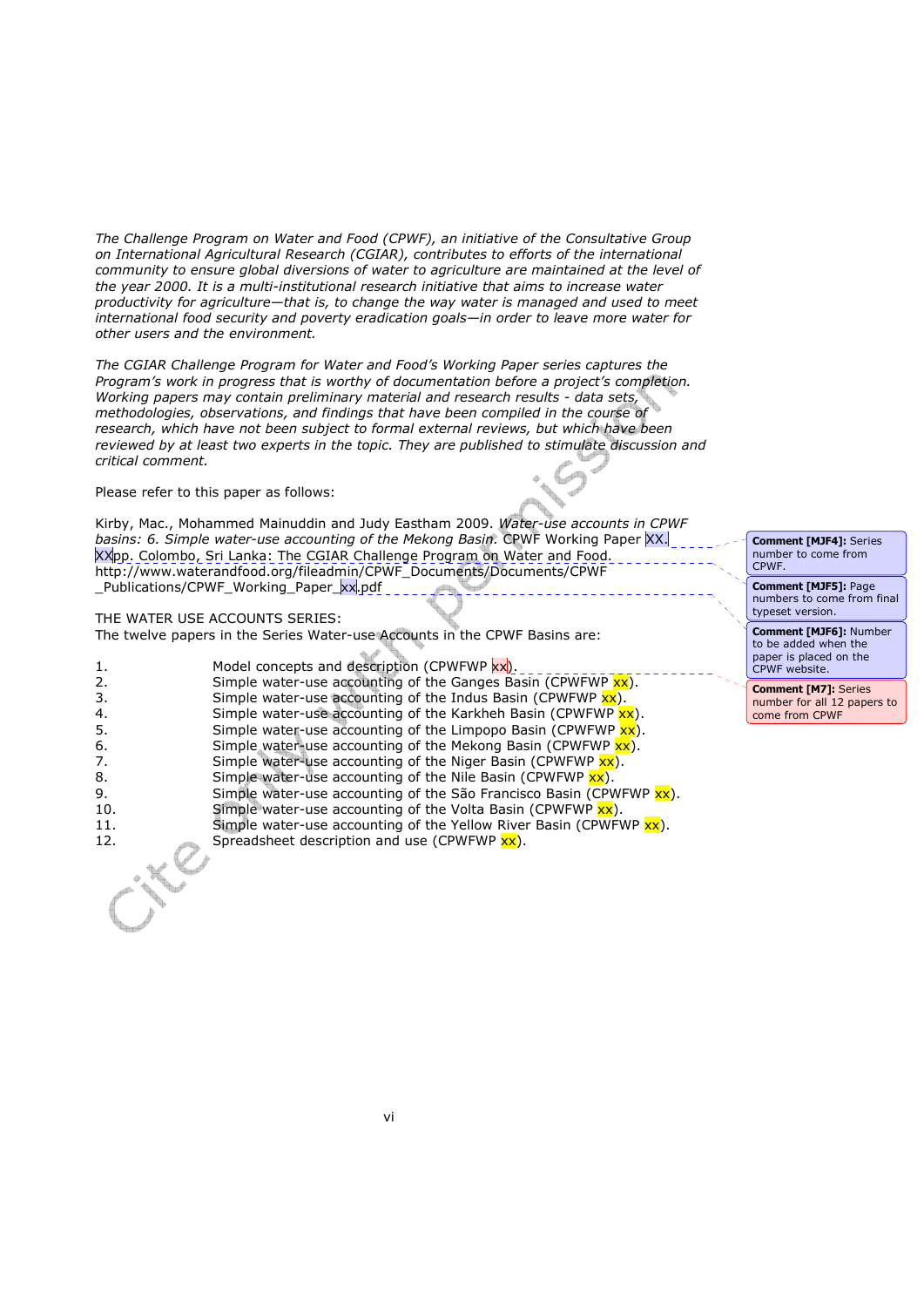*The Challenge Program on Water and Food (CPWF), an initiative of the Consultative Group on International Agricultural Research (CGIAR), contributes to efforts of the international community to ensure global diversions of water to agriculture are maintained at the level of the year 2000. It is a multi-institutional research initiative that aims to increase water productivity for agriculture—that is, to change the way water is managed and used to meet international food security and poverty eradication goals—in order to leave more water for other users and the environment.*

*The CGIAR Challenge Program for Water and Food's Working Paper series captures the Program's work in progress that is worthy of documentation before a project's completion. Working papers may contain preliminary material and research results - data sets, methodologies, observations, and findings that have been compiled in the course of research, which have not been subject to formal external reviews, but which have been reviewed by at least two experts in the topic. They are published to stimulate discussion and critical comment.*

Please refer to this paper as follows:

Kirby, Mac., Mohammed Mainuddin and Judy Eastham 2009. *Water-use accounts in CPWF basins: 6. Simple water-use accounting of the Mekong Basin.* CPWF Working Paper XX. XXpp. Colombo, Sri Lanka: The CGIAR Challenge Program on Water and Food. http://www.waterandfood.org/fileadmin/CPWF_Documents/Documents/CPWF_Publications/CPWF_Working_Paper_xx.pdf

THE WATER USE ACCOUNTS SERIES:
The twelve papers in the Series Water-use Accounts in the CPWF Basins are:

1. Model concepts and description (CPWFWP xx).
2. Simple water-use accounting of the Ganges Basin (CPWFWP xx).
3. Simple water-use accounting of the Indus Basin (CPWFWP xx).
4. Simple water-use accounting of the Karkheh Basin (CPWFWP xx).
5. Simple water-use accounting of the Limpopo Basin (CPWFWP xx).
6. Simple water-use accounting of the Mekong Basin (CPWFWP xx).
7. Simple water-use accounting of the Niger Basin (CPWFWP xx).
8. Simple water-use accounting of the Nile Basin (CPWFWP xx).
9. Simple water-use accounting of the São Francisco Basin (CPWFWP xx).
10. Simple water-use accounting of the Volta Basin (CPWFWP xx).
11. Simple water-use accounting of the Yellow River Basin (CPWFWP xx).
12. Spreadsheet description and use (CPWFWP xx).

**Comment [MJF4]:** Series number to come from CPWF.

**Comment [MJF5]:** Page numbers to come from final typeset version.

**Comment [MJF6]:** Number to be added when the paper is placed on the CPWF website.

**Comment [M7]:** Series number for all 12 papers to come from CPWF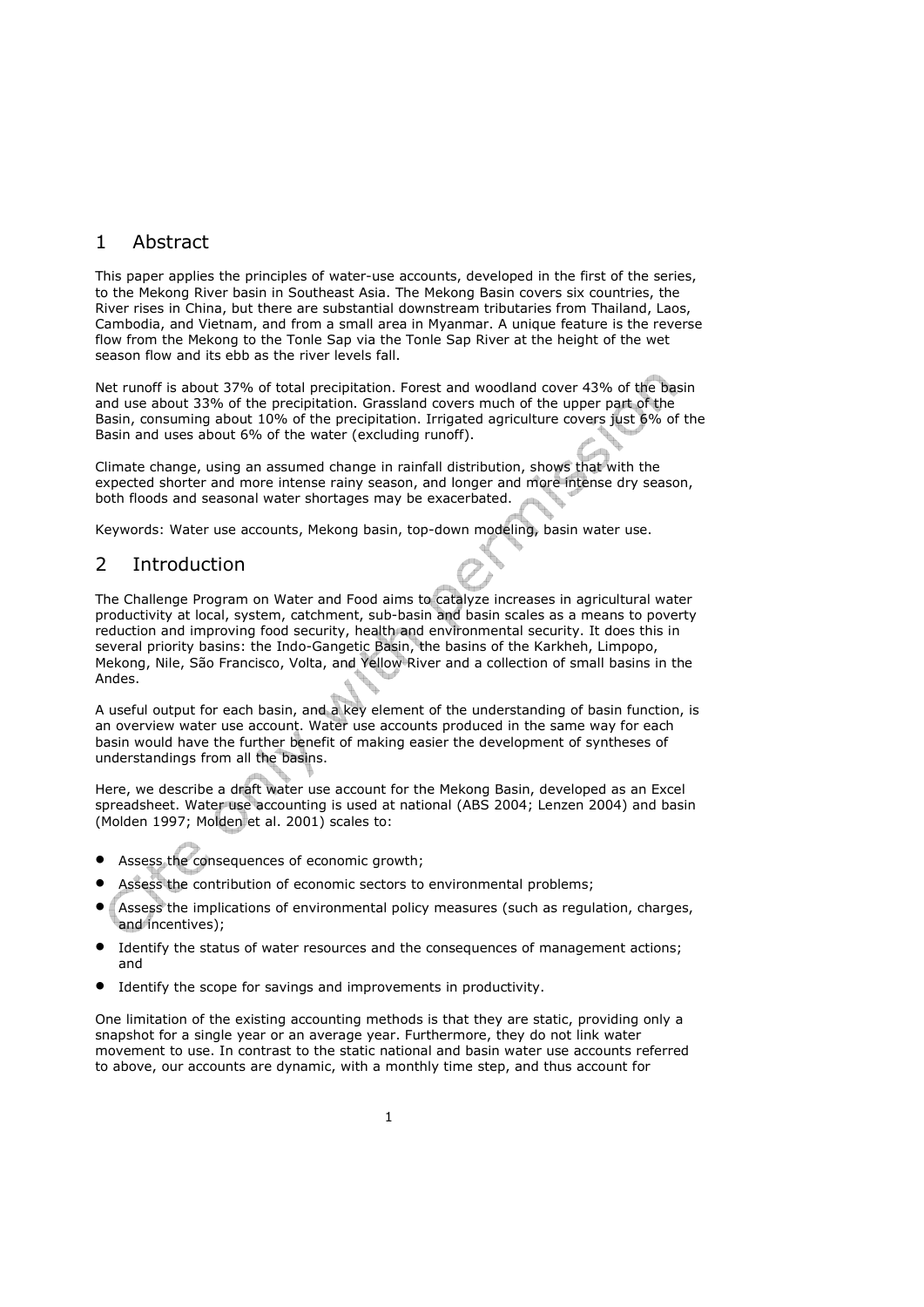## 1 Abstract

This paper applies the principles of water-use accounts, developed in the first of the series, to the Mekong River basin in Southeast Asia. The Mekong Basin covers six countries, the River rises in China, but there are substantial downstream tributaries from Thailand, Laos, Cambodia, and Vietnam, and from a small area in Myanmar. A unique feature is the reverse flow from the Mekong to the Tonle Sap via the Tonle Sap River at the height of the wet season flow and its ebb as the river levels fall.

Net runoff is about 37% of total precipitation. Forest and woodland cover 43% of the basin and use about 33% of the precipitation. Grassland covers much of the upper part of the Basin, consuming about 10% of the precipitation. Irrigated agriculture covers just 6% of the Basin and uses about 6% of the water (excluding runoff).

Climate change, using an assumed change in rainfall distribution, shows that with the expected shorter and more intense rainy season, and longer and more intense dry season, both floods and seasonal water shortages may be exacerbated.

Keywords: Water use accounts, Mekong basin, top-down modeling, basin water use.

## 2 Introduction

The Challenge Program on Water and Food aims to catalyze increases in agricultural water productivity at local, system, catchment, sub-basin and basin scales as a means to poverty reduction and improving food security, health and environmental security. It does this in several priority basins: the Indo-Gangetic Basin, the basins of the Karkheh, Limpopo, Mekong, Nile, São Francisco, Volta, and Yellow River and a collection of small basins in the Andes.

A useful output for each basin, and a key element of the understanding of basin function, is an overview water use account. Water use accounts produced in the same way for each basin would have the further benefit of making easier the development of syntheses of understandings from all the basins.

Here, we describe a draft water use account for the Mekong Basin, developed as an Excel spreadsheet. Water use accounting is used at national (ABS 2004; Lenzen 2004) and basin (Molden 1997; Molden et al. 2001) scales to:

- Assess the consequences of economic growth;
- Assess the contribution of economic sectors to environmental problems;
- Assess the implications of environmental policy measures (such as regulation, charges, and incentives);
- Identify the status of water resources and the consequences of management actions; and
- Identify the scope for savings and improvements in productivity.

One limitation of the existing accounting methods is that they are static, providing only a snapshot for a single year or an average year. Furthermore, they do not link water movement to use. In contrast to the static national and basin water use accounts referred to above, our accounts are dynamic, with a monthly time step, and thus account for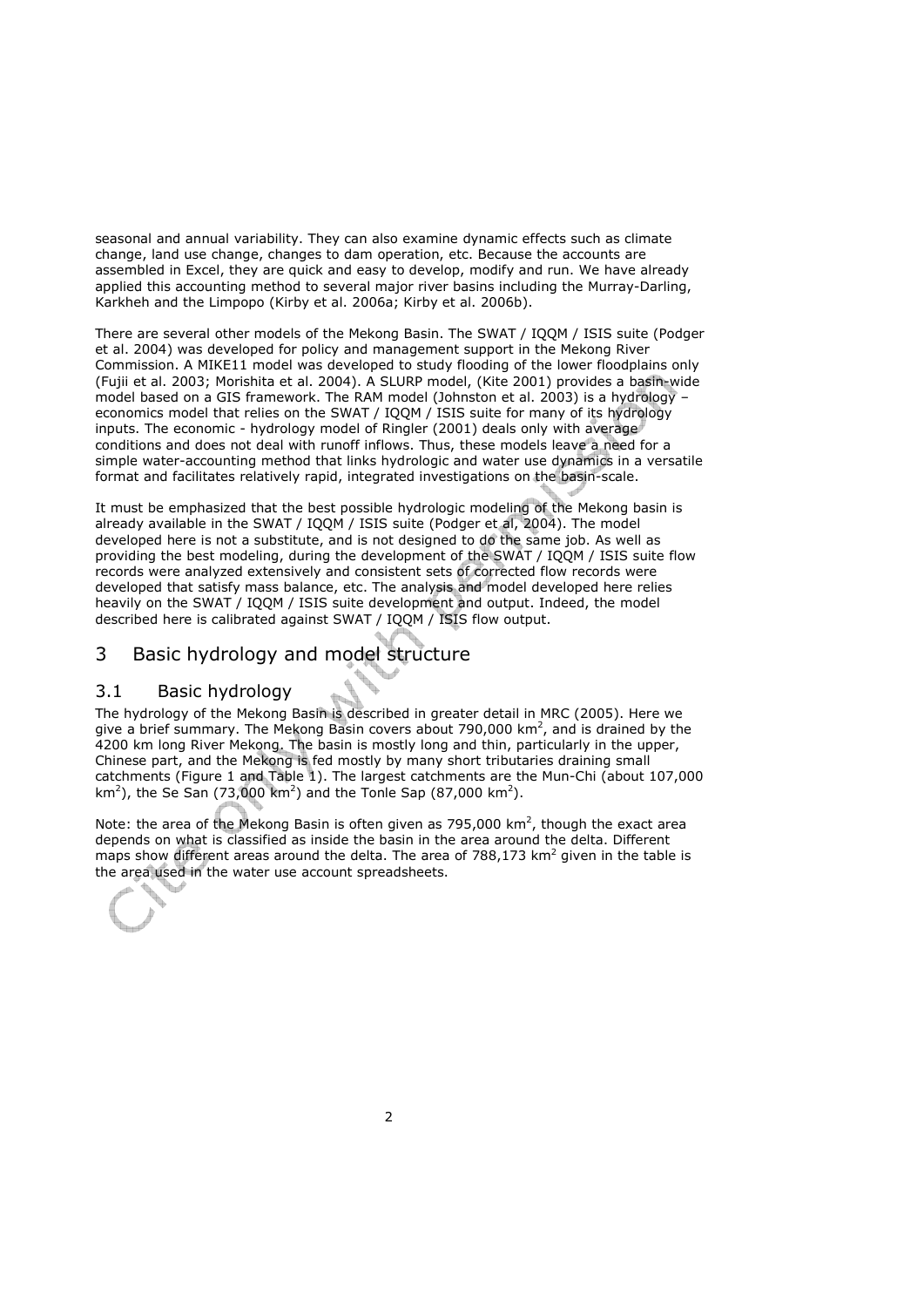seasonal and annual variability. They can also examine dynamic effects such as climate change, land use change, changes to dam operation, etc. Because the accounts are assembled in Excel, they are quick and easy to develop, modify and run. We have already applied this accounting method to several major river basins including the Murray-Darling, Karkheh and the Limpopo (Kirby et al. 2006a; Kirby et al. 2006b).

There are several other models of the Mekong Basin. The SWAT / IQQM / ISIS suite (Podger et al. 2004) was developed for policy and management support in the Mekong River Commission. A MIKE11 model was developed to study flooding of the lower floodplains only (Fujii et al. 2003; Morishita et al. 2004). A SLURP model, (Kite 2001) provides a basin-wide model based on a GIS framework. The RAM model (Johnston et al. 2003) is a hydrology – economics model that relies on the SWAT / IQQM / ISIS suite for many of its hydrology inputs. The economic - hydrology model of Ringler (2001) deals only with average conditions and does not deal with runoff inflows. Thus, these models leave a need for a simple water-accounting method that links hydrologic and water use dynamics in a versatile format and facilitates relatively rapid, integrated investigations on the basin-scale.

It must be emphasized that the best possible hydrologic modeling of the Mekong basin is already available in the SWAT / IQQM / ISIS suite (Podger et al, 2004). The model developed here is not a substitute, and is not designed to do the same job. As well as providing the best modeling, during the development of the SWAT / IQQM / ISIS suite flow records were analyzed extensively and consistent sets of corrected flow records were developed that satisfy mass balance, etc. The analysis and model developed here relies heavily on the SWAT / IQQM / ISIS suite development and output. Indeed, the model described here is calibrated against SWAT / IQQM / ISIS flow output.

# 3 Basic hydrology and model structure

## 3.1 Basic hydrology

The hydrology of the Mekong Basin is described in greater detail in MRC (2005). Here we give a brief summary. The Mekong Basin covers about 790,000 $km^2$, and is drained by the 4200 km long River Mekong. The basin is mostly long and thin, particularly in the upper, Chinese part, and the Mekong is fed mostly by many short tributaries draining small catchments (Figure 1 and Table 1). The largest catchments are the Mun-Chi (about 107,000 $km^2$), the Se San (73,000 $km^2$) and the Tonle Sap (87,000 $km^2$).

Note: the area of the Mekong Basin is often given as 795,000 $km^2$, though the exact area depends on what is classified as inside the basin in the area around the delta. Different maps show different areas around the delta. The area of 788,173 $km^2$ given in the table is the area used in the water use account spreadsheets.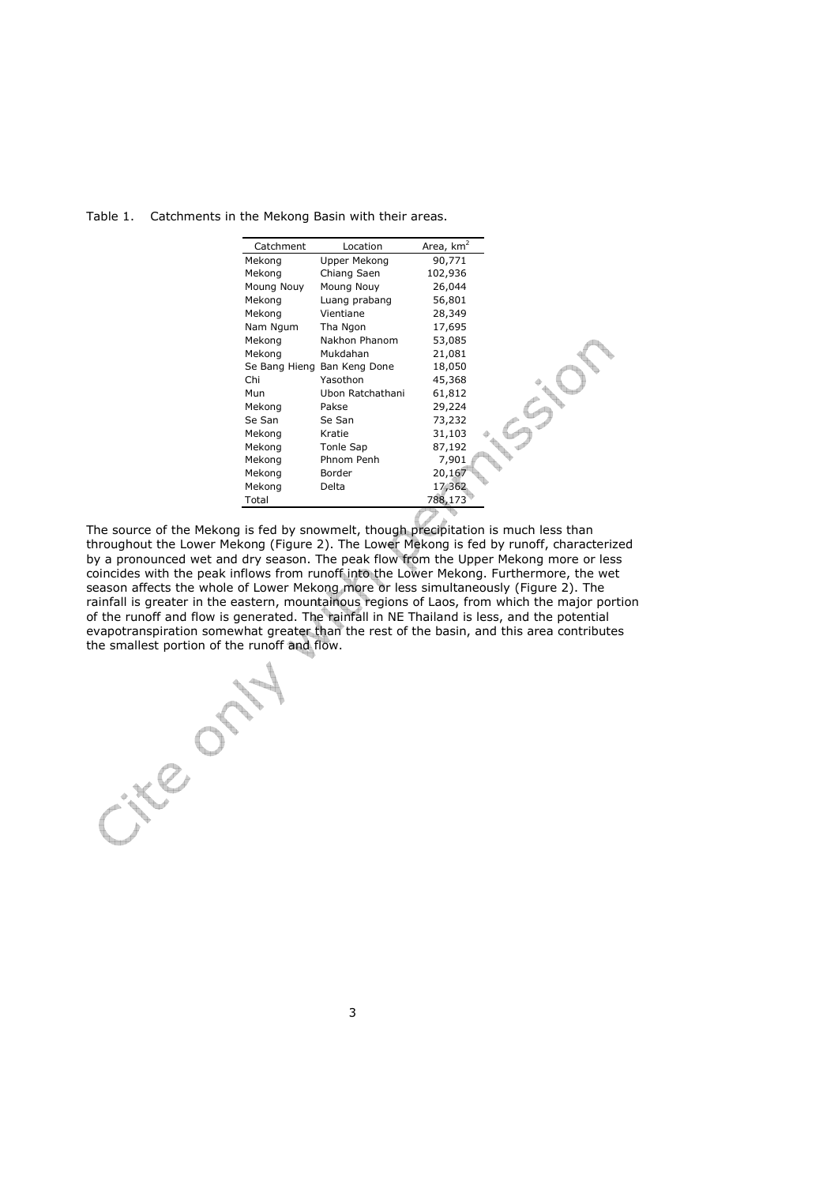Table 1. Catchments in the Mekong Basin with their areas.

| Catchment | Location | Area, $km^2$ |
|---|---|---|
| Mekong | Upper Mekong | 90,771 |
| Mekong | Chiang Saen | 102,936 |
| Moung Nouy | Moung Nouy | 26,044 |
| Mekong | Luang prabang | 56,801 |
| Mekong | Vientiane | 28,349 |
| Nam Ngum | Tha Ngon | 17,695 |
| Mekong | Nakhon Phanom | 53,085 |
| Mekong | Mukdahan | 21,081 |
| Se Bang Hieng | Ban Keng Done | 18,050 |
| Chi | Yasothon | 45,368 |
| Mun | Ubon Ratchathani | 61,812 |
| Mekong | Pakse | 29,224 |
| Se San | Se San | 73,232 |
| Mekong | Kratie | 31,103 |
| Mekong | Tonle Sap | 87,192 |
| Mekong | Phnom Penh | 7,901 |
| Mekong | Border | 20,167 |
| Mekong | Delta | 17,362 |
| Total | | 788,173 |

The source of the Mekong is fed by snowmelt, though precipitation is much less than throughout the Lower Mekong (Figure 2). The Lower Mekong is fed by runoff, characterized by a pronounced wet and dry season. The peak flow from the Upper Mekong more or less coincides with the peak inflows from runoff into the Lower Mekong. Furthermore, the wet season affects the whole of Lower Mekong more or less simultaneously (Figure 2). The rainfall is greater in the eastern, mountainous regions of Laos, from which the major portion of the runoff and flow is generated. The rainfall in NE Thailand is less, and the potential evapotranspiration somewhat greater than the rest of the basin, and this area contributes the smallest portion of the runoff and flow.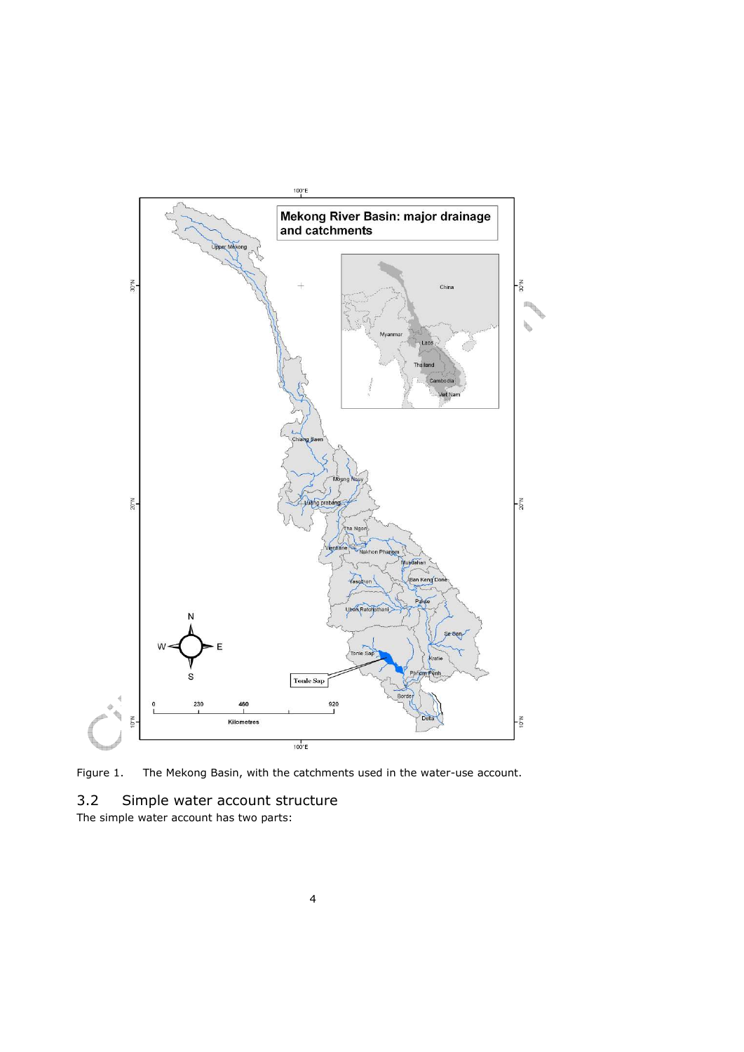Figure 1. The Mekong Basin, with the catchments used in the water-use account.

## 3.2 Simple water account structure

The simple water account has two parts: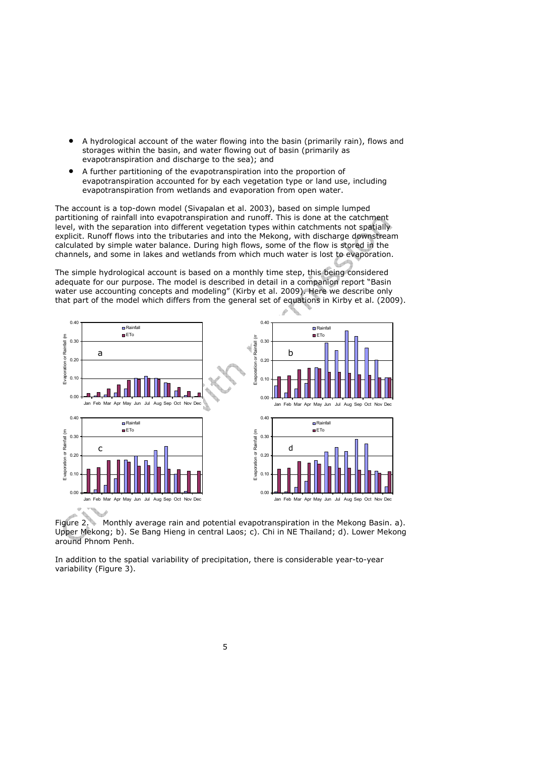- A hydrological account of the water flowing into the basin (primarily rain), flows and storages within the basin, and water flowing out of basin (primarily as evapotranspiration and discharge to the sea); and
- A further partitioning of the evapotranspiration into the proportion of evapotranspiration accounted for by each vegetation type or land use, including evapotranspiration from wetlands and evaporation from open water.

The account is a top-down model (Sivapalan et al. 2003), based on simple lumped partitioning of rainfall into evapotranspiration and runoff. This is done at the catchment level, with the separation into different vegetation types within catchments not spatially explicit. Runoff flows into the tributaries and into the Mekong, with discharge downstream calculated by simple water balance. During high flows, some of the flow is stored in the channels, and some in lakes and wetlands from which much water is lost to evaporation.

The simple hydrological account is based on a monthly time step, this being considered adequate for our purpose. The model is described in detail in a companion report "Basin water use accounting concepts and modeling" (Kirby et al. 2009). Here we describe only that part of the model which differs from the general set of equations in Kirby et al. (2009).

Figure 2. Monthly average rain and potential evapotranspiration in the Mekong Basin. a). Upper Mekong; b). Se Bang Hieng in central Laos; c). Chi in NE Thailand; d). Lower Mekong around Phnom Penh.

In addition to the spatial variability of precipitation, there is considerable year-to-year variability (Figure 3).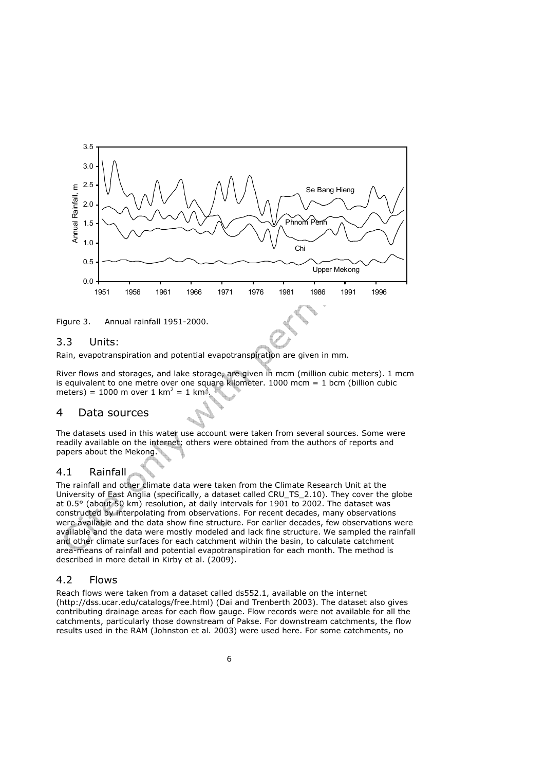Figure 3. Annual rainfall 1951-2000.

## 3.3 Units:

Rain, evapotranspiration and potential evapotranspiration are given in mm.

River flows and storages, and lake storage, are given in mcm (million cubic meters). 1 mcm is equivalent to one metre over one square kilometer. 1000 mcm = 1 bcm (billion cubic meters) = 1000 m over 1 km$^2$ = 1 km$^3$.

# 4 Data sources

The datasets used in this water use account were taken from several sources. Some were readily available on the internet; others were obtained from the authors of reports and papers about the Mekong.

## 4.1 Rainfall

The rainfall and other climate data were taken from the Climate Research Unit at the University of East Anglia (specifically, a dataset called CRU_TS_2.10). They cover the globe at 0.5° (about 50 km) resolution, at daily intervals for 1901 to 2002. The dataset was constructed by interpolating from observations. For recent decades, many observations were available and the data show fine structure. For earlier decades, few observations were available and the data were mostly modeled and lack fine structure. We sampled the rainfall and other climate surfaces for each catchment within the basin, to calculate catchment area-means of rainfall and potential evapotranspiration for each month. The method is described in more detail in Kirby et al. (2009).

## 4.2 Flows

Reach flows were taken from a dataset called ds552.1, available on the internet (http://dss.ucar.edu/catalogs/free.html) (Dai and Trenberth 2003). The dataset also gives contributing drainage areas for each flow gauge. Flow records were not available for all the catchments, particularly those downstream of Pakse. For downstream catchments, the flow results used in the RAM (Johnston et al. 2003) were used here. For some catchments, no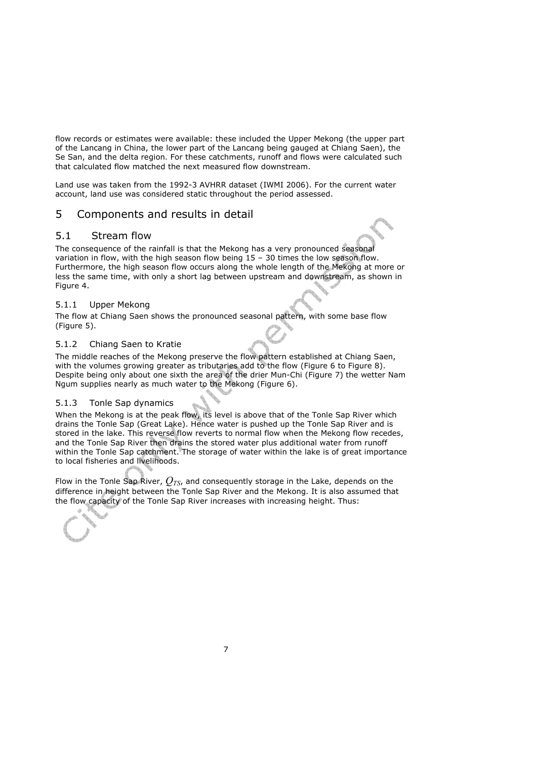flow records or estimates were available: these included the Upper Mekong (the upper part of the Lancang in China, the lower part of the Lancang being gauged at Chiang Saen), the Se San, and the delta region. For these catchments, runoff and flows were calculated such that calculated flow matched the next measured flow downstream.

Land use was taken from the 1992-3 AVHRR dataset (IWMI 2006). For the current water account, land use was considered static throughout the period assessed.

# 5 Components and results in detail

## 5.1 Stream flow

The consequence of the rainfall is that the Mekong has a very pronounced seasonal variation in flow, with the high season flow being 15 – 30 times the low season flow. Furthermore, the high season flow occurs along the whole length of the Mekong at more or less the same time, with only a short lag between upstream and downstream, as shown in Figure 4.

### 5.1.1 Upper Mekong

The flow at Chiang Saen shows the pronounced seasonal pattern, with some base flow (Figure 5).

### 5.1.2 Chiang Saen to Kratie

The middle reaches of the Mekong preserve the flow pattern established at Chiang Saen, with the volumes growing greater as tributaries add to the flow (Figure 6 to Figure 8). Despite being only about one sixth the area of the drier Mun-Chi (Figure 7) the wetter Nam Ngum supplies nearly as much water to the Mekong (Figure 6).

### 5.1.3 Tonle Sap dynamics

When the Mekong is at the peak flow, its level is above that of the Tonle Sap River which drains the Tonle Sap (Great Lake). Hence water is pushed up the Tonle Sap River and is stored in the lake. This reverse flow reverts to normal flow when the Mekong flow recedes, and the Tonle Sap River then drains the stored water plus additional water from runoff within the Tonle Sap catchment. The storage of water within the lake is of great importance to local fisheries and livelihoods.

Flow in the Tonle Sap River, $Q_{TS}$, and consequently storage in the Lake, depends on the difference in height between the Tonle Sap River and the Mekong. It is also assumed that the flow capacity of the Tonle Sap River increases with increasing height. Thus: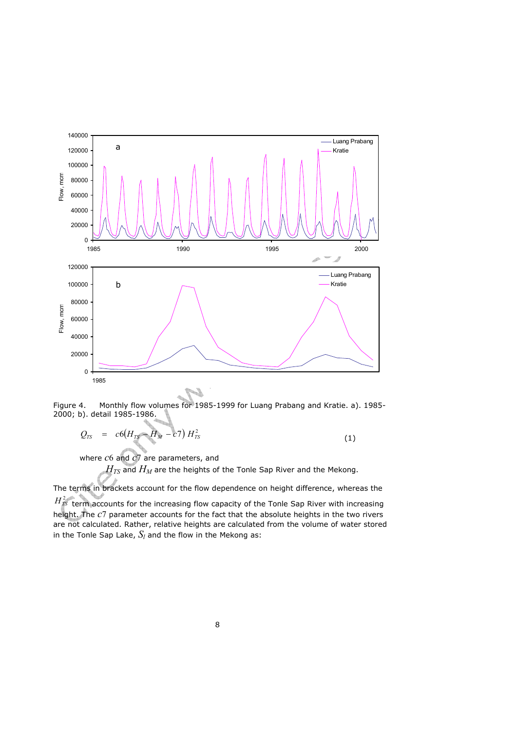Figure 4. Monthly flow volumes for 1985-1999 for Luang Prabang and Kratie. a). 1985-2000; b). detail 1985-1986.

$$Q_{TS} = c6\left(H_{TS} - H_M - c7\right) H_{TS}^2 \qquad (1)$$

where $c6$ and $c7$ are parameters, and

$H_{TS}$ and $H_M$ are the heights of the Tonle Sap River and the Mekong.

The terms in brackets account for the flow dependence on height difference, whereas the $H_{TS}^2$ term accounts for the increasing flow capacity of the Tonle Sap River with increasing height. The $c7$ parameter accounts for the fact that the absolute heights in the two rivers are not calculated. Rather, relative heights are calculated from the volume of water stored in the Tonle Sap Lake, $S_l$ and the flow in the Mekong as: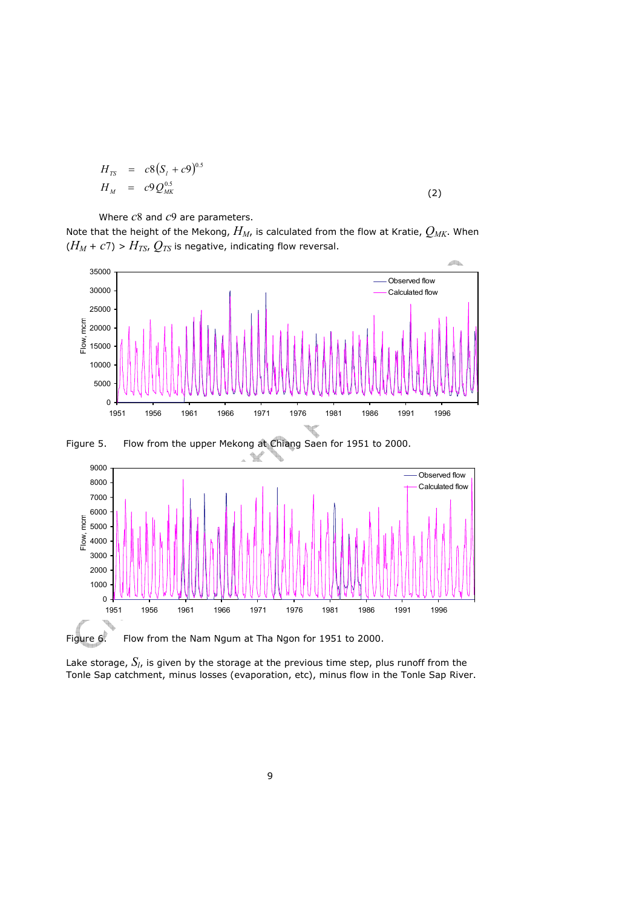$$
\begin{aligned}
H_{TS} &= c8\left(S_l + c9\right)^{0.5} \\
H_M &= c9 Q_{MK}^{0.5}
\end{aligned}
\tag{2}
$$

Where $c8$ and $c9$ are parameters.

Note that the height of the Mekong, $H_M$, is calculated from the flow at Kratie, $Q_{MK}$. When ($H_M + c7$) > $H_{TS}$, $Q_{TS}$ is negative, indicating flow reversal.

Figure 5. Flow from the upper Mekong at Chiang Saen for 1951 to 2000.

Figure 6. Flow from the Nam Ngum at Tha Ngon for 1951 to 2000.

Lake storage, $S_l$, is given by the storage at the previous time step, plus runoff from the Tonle Sap catchment, minus losses (evaporation, etc), minus flow in the Tonle Sap River.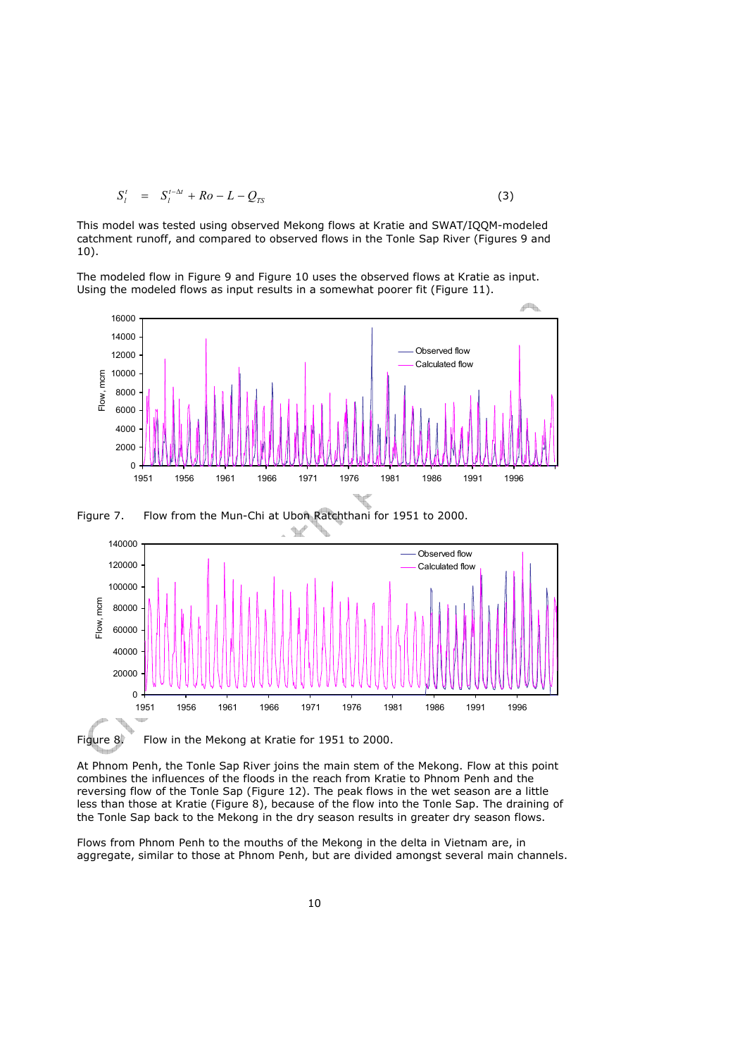$$S_l^t = S_l^{t-\Delta t} + Ro - L - Q_{TS} \tag{3}$$

This model was tested using observed Mekong flows at Kratie and SWAT/IQQM-modeled catchment runoff, and compared to observed flows in the Tonle Sap River (Figures 9 and 10).

The modeled flow in Figure 9 and Figure 10 uses the observed flows at Kratie as input. Using the modeled flows as input results in a somewhat poorer fit (Figure 11).

Figure 7. Flow from the Mun-Chi at Ubon Ratchthani for 1951 to 2000.

Figure 8. Flow in the Mekong at Kratie for 1951 to 2000.

At Phnom Penh, the Tonle Sap River joins the main stem of the Mekong. Flow at this point combines the influences of the floods in the reach from Kratie to Phnom Penh and the reversing flow of the Tonle Sap (Figure 12). The peak flows in the wet season are a little less than those at Kratie (Figure 8), because of the flow into the Tonle Sap. The draining of the Tonle Sap back to the Mekong in the dry season results in greater dry season flows.

Flows from Phnom Penh to the mouths of the Mekong in the delta in Vietnam are, in aggregate, similar to those at Phnom Penh, but are divided amongst several main channels.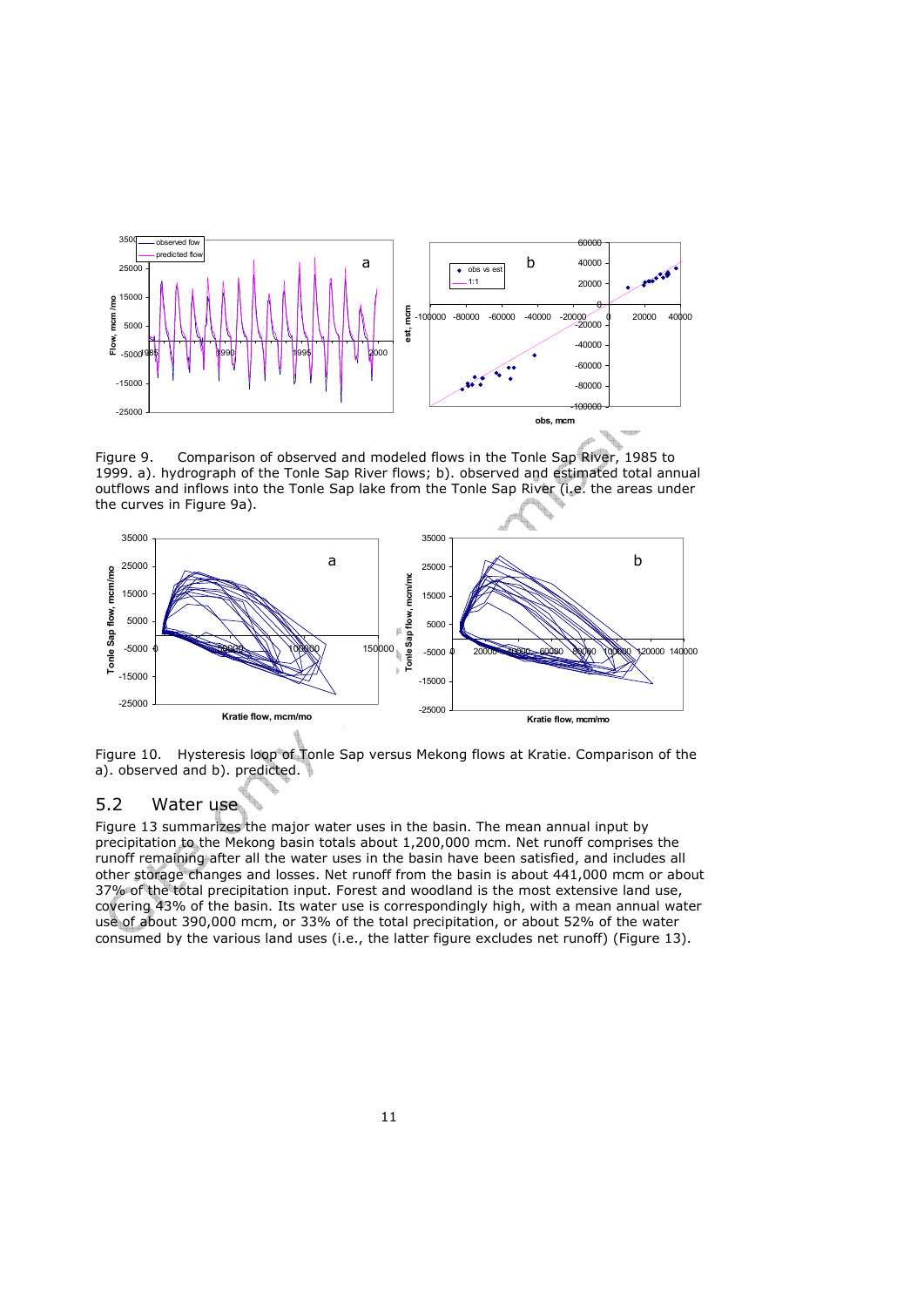Figure 9. Comparison of observed and modeled flows in the Tonle Sap River, 1985 to 1999. a). hydrograph of the Tonle Sap River flows; b). observed and estimated total annual outflows and inflows into the Tonle Sap lake from the Tonle Sap River (i.e. the areas under the curves in Figure 9a).

Figure 10. Hysteresis loop of Tonle Sap versus Mekong flows at Kratie. Comparison of the a). observed and b). predicted.

## 5.2 Water use

Figure 13 summarizes the major water uses in the basin. The mean annual input by precipitation to the Mekong basin totals about 1,200,000 mcm. Net runoff comprises the runoff remaining after all the water uses in the basin have been satisfied, and includes all other storage changes and losses. Net runoff from the basin is about 441,000 mcm or about 37% of the total precipitation input. Forest and woodland is the most extensive land use, covering 43% of the basin. Its water use is correspondingly high, with a mean annual water use of about 390,000 mcm, or 33% of the total precipitation, or about 52% of the water consumed by the various land uses (i.e., the latter figure excludes net runoff) (Figure 13).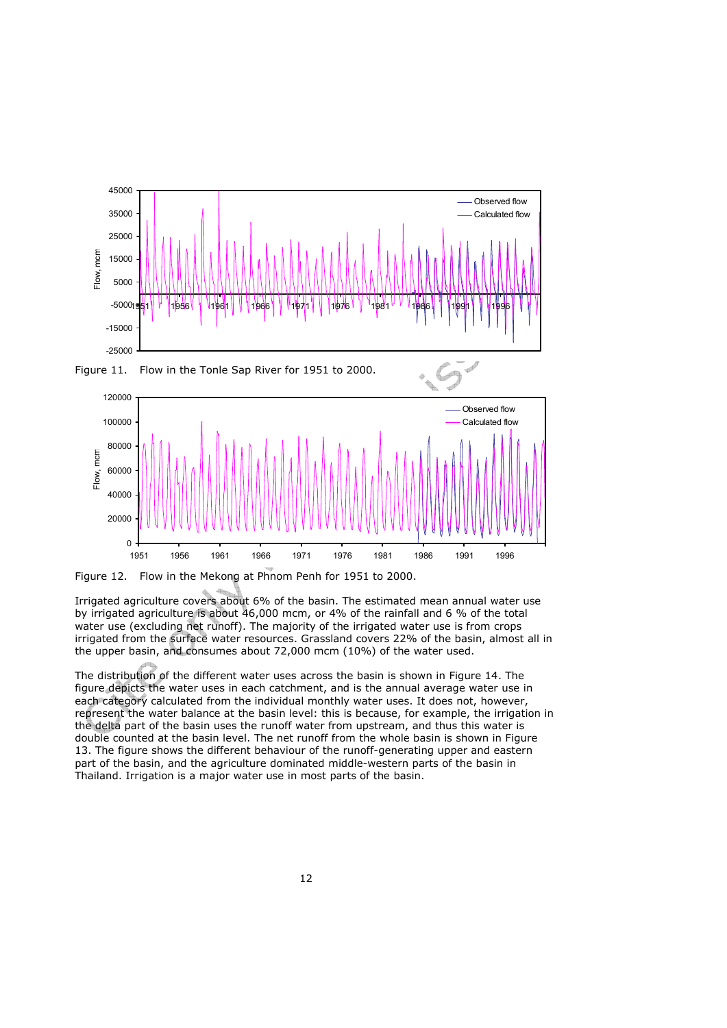Figure 11. Flow in the Tonle Sap River for 1951 to 2000.

Figure 12. Flow in the Mekong at Phnom Penh for 1951 to 2000.

Irrigated agriculture covers about 6% of the basin. The estimated mean annual water use by irrigated agriculture is about 46,000 mcm, or 4% of the rainfall and 6 % of the total water use (excluding net runoff). The majority of the irrigated water use is from crops irrigated from the surface water resources. Grassland covers 22% of the basin, almost all in the upper basin, and consumes about 72,000 mcm (10%) of the water used.

The distribution of the different water uses across the basin is shown in Figure 14. The figure depicts the water uses in each catchment, and is the annual average water use in each category calculated from the individual monthly water uses. It does not, however, represent the water balance at the basin level: this is because, for example, the irrigation in the delta part of the basin uses the runoff water from upstream, and thus this water is double counted at the basin level. The net runoff from the whole basin is shown in Figure 13. The figure shows the different behaviour of the runoff-generating upper and eastern part of the basin, and the agriculture dominated middle-western parts of the basin in Thailand. Irrigation is a major water use in most parts of the basin.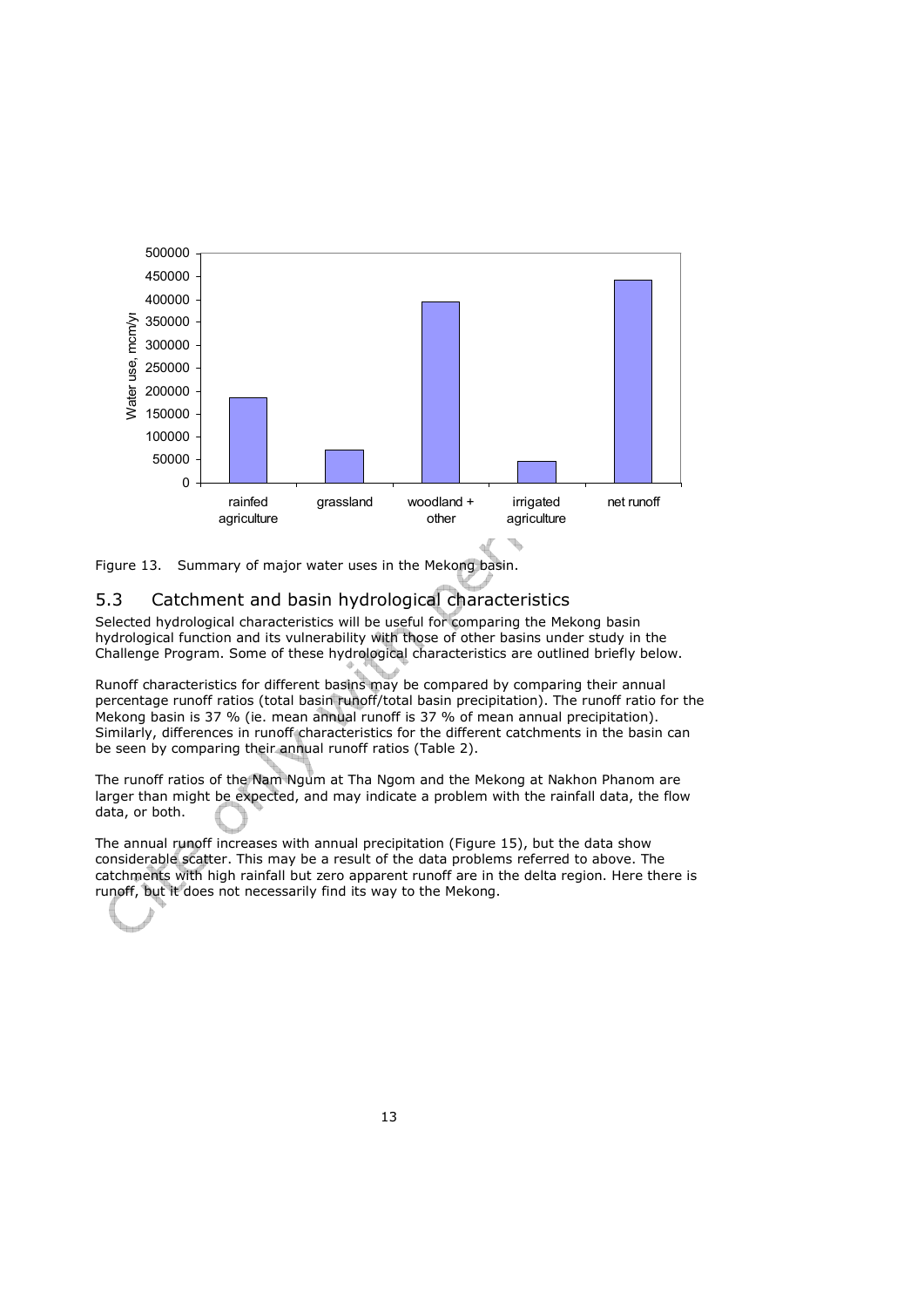Figure 13. Summary of major water uses in the Mekong basin.

## 5.3 Catchment and basin hydrological characteristics

Selected hydrological characteristics will be useful for comparing the Mekong basin hydrological function and its vulnerability with those of other basins under study in the Challenge Program. Some of these hydrological characteristics are outlined briefly below.

Runoff characteristics for different basins may be compared by comparing their annual percentage runoff ratios (total basin runoff/total basin precipitation). The runoff ratio for the Mekong basin is 37 % (ie. mean annual runoff is 37 % of mean annual precipitation). Similarly, differences in runoff characteristics for the different catchments in the basin can be seen by comparing their annual runoff ratios (Table 2).

The runoff ratios of the Nam Ngum at Tha Ngom and the Mekong at Nakhon Phanom are larger than might be expected, and may indicate a problem with the rainfall data, the flow data, or both.

The annual runoff increases with annual precipitation (Figure 15), but the data show considerable scatter. This may be a result of the data problems referred to above. The catchments with high rainfall but zero apparent runoff are in the delta region. Here there is runoff, but it does not necessarily find its way to the Mekong.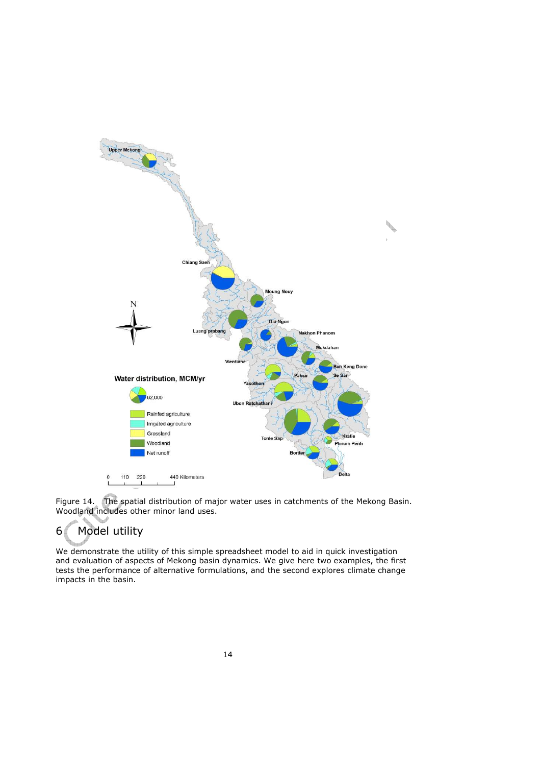Figure 14. The spatial distribution of major water uses in catchments of the Mekong Basin. Woodland includes other minor land uses.

# 6 Model utility

We demonstrate the utility of this simple spreadsheet model to aid in quick investigation and evaluation of aspects of Mekong basin dynamics. We give here two examples, the first tests the performance of alternative formulations, and the second explores climate change impacts in the basin.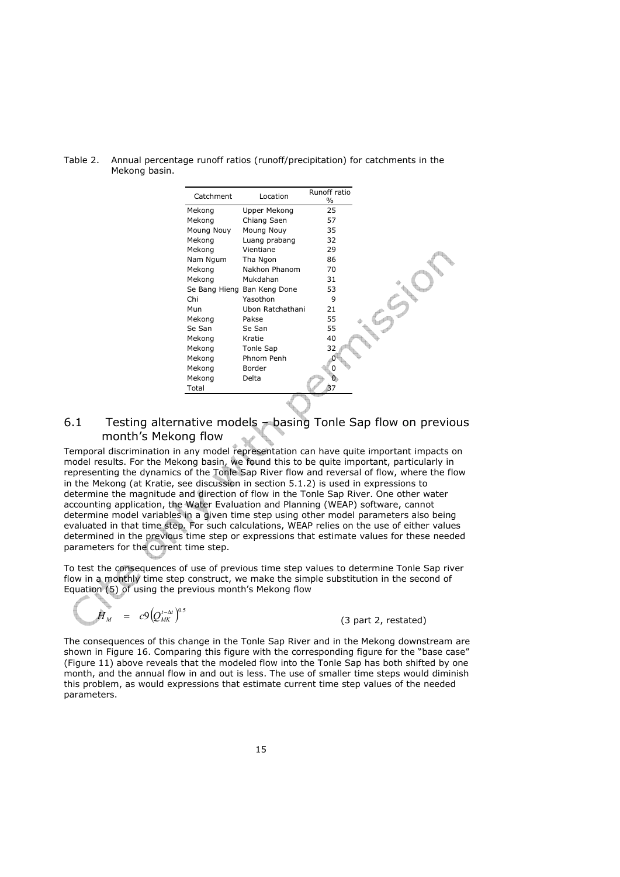Table 2. Annual percentage runoff ratios (runoff/precipitation) for catchments in the Mekong basin.

| Catchment | Location | Runoff ratio % |
|---|---|---|
| Mekong | Upper Mekong | 25 |
| Mekong | Chiang Saen | 57 |
| Moung Nouy | Moung Nouy | 35 |
| Mekong | Luang prabang | 32 |
| Mekong | Vientiane | 29 |
| Nam Ngum | Tha Ngon | 86 |
| Mekong | Nakhon Phanom | 70 |
| Mekong | Mukdahan | 31 |
| Se Bang Hieng | Ban Keng Done | 53 |
| Chi | Yasothon | 9 |
| Mun | Ubon Ratchathani | 21 |
| Mekong | Pakse | 55 |
| Se San | Se San | 55 |
| Mekong | Kratie | 40 |
| Mekong | Tonle Sap | 32 |
| Mekong | Phnom Penh | 0 |
| Mekong | Border | 0 |
| Mekong | Delta | 0 |
| Total | | 37 |

## 6.1 Testing alternative models – basing Tonle Sap flow on previous month's Mekong flow

Temporal discrimination in any model representation can have quite important impacts on model results. For the Mekong basin, we found this to be quite important, particularly in representing the dynamics of the Tonle Sap River flow and reversal of flow, where the flow in the Mekong (at Kratie, see discussion in section 5.1.2) is used in expressions to determine the magnitude and direction of flow in the Tonle Sap River. One other water accounting application, the Water Evaluation and Planning (WEAP) software, cannot determine model variables in a given time step using other model parameters also being evaluated in that time step. For such calculations, WEAP relies on the use of either values determined in the previous time step or expressions that estimate values for these needed parameters for the current time step.

To test the consequences of use of previous time step values to determine Tonle Sap river flow in a monthly time step construct, we make the simple substitution in the second of Equation (5) of using the previous month's Mekong flow

$$H_M = c9\left(Q_{MK}^{t-\Delta t}\right)^{0.5} \qquad \text{(3 part 2, restated)}$$

The consequences of this change in the Tonle Sap River and in the Mekong downstream are shown in Figure 16. Comparing this figure with the corresponding figure for the "base case" (Figure 11) above reveals that the modeled flow into the Tonle Sap has both shifted by one month, and the annual flow in and out is less. The use of smaller time steps would diminish this problem, as would expressions that estimate current time step values of the needed parameters.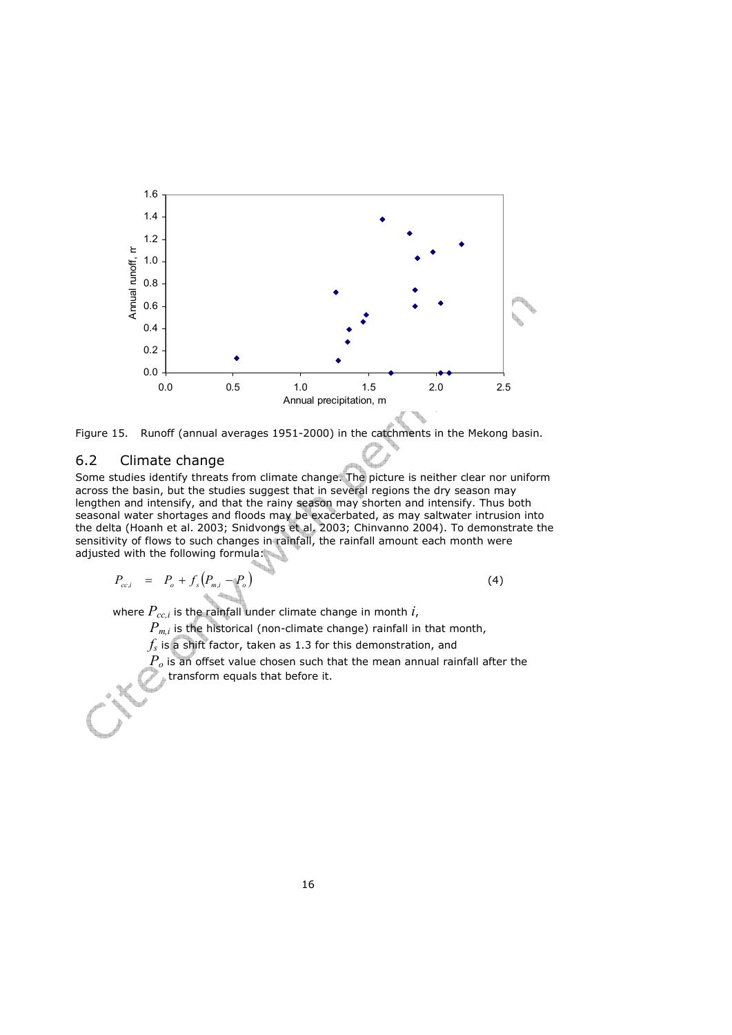Figure 15. Runoff (annual averages 1951-2000) in the catchments in the Mekong basin.

## 6.2 Climate change

Some studies identify threats from climate change. The picture is neither clear nor uniform across the basin, but the studies suggest that in several regions the dry season may lengthen and intensify, and that the rainy season may shorten and intensify. Thus both seasonal water shortages and floods may be exacerbated, as may saltwater intrusion into the delta (Hoanh et al. 2003; Snidvongs et al. 2003; Chinvanno 2004). To demonstrate the sensitivity of flows to such changes in rainfall, the rainfall amount each month were adjusted with the following formula:

$$P_{cc,i} = P_o + f_s \left( P_{m,i} - P_o \right) \tag{4}$$

where $P_{cc,i}$ is the rainfall under climate change in month $i$,

$P_{m,i}$ is the historical (non-climate change) rainfall in that month,

$f_s$ is a shift factor, taken as 1.3 for this demonstration, and

$P_o$ is an offset value chosen such that the mean annual rainfall after the transform equals that before it.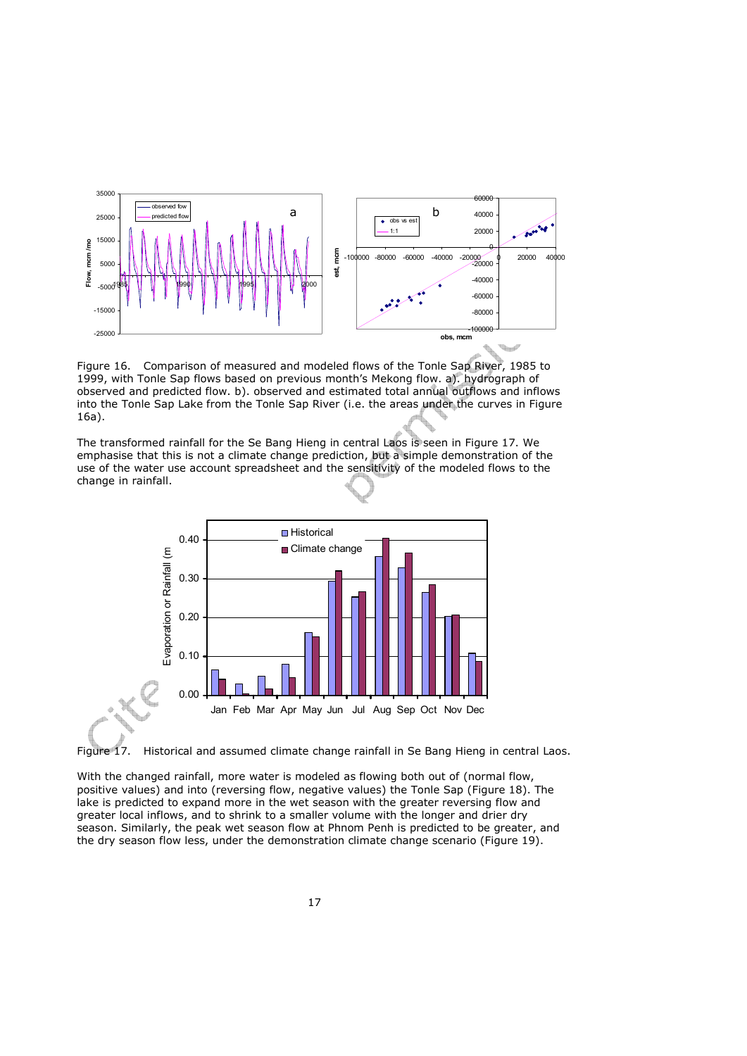Figure 16. Comparison of measured and modeled flows of the Tonle Sap River, 1985 to 1999, with Tonle Sap flows based on previous month's Mekong flow. a). hydrograph of observed and predicted flow. b). observed and estimated total annual outflows and inflows into the Tonle Sap Lake from the Tonle Sap River (i.e. the areas under the curves in Figure 16a).

The transformed rainfall for the Se Bang Hieng in central Laos is seen in Figure 17. We emphasise that this is not a climate change prediction, but a simple demonstration of the use of the water use account spreadsheet and the sensitivity of the modeled flows to the change in rainfall.

Figure 17. Historical and assumed climate change rainfall in Se Bang Hieng in central Laos.

With the changed rainfall, more water is modeled as flowing both out of (normal flow, positive values) and into (reversing flow, negative values) the Tonle Sap (Figure 18). The lake is predicted to expand more in the wet season with the greater reversing flow and greater local inflows, and to shrink to a smaller volume with the longer and drier dry season. Similarly, the peak wet season flow at Phnom Penh is predicted to be greater, and the dry season flow less, under the demonstration climate change scenario (Figure 19).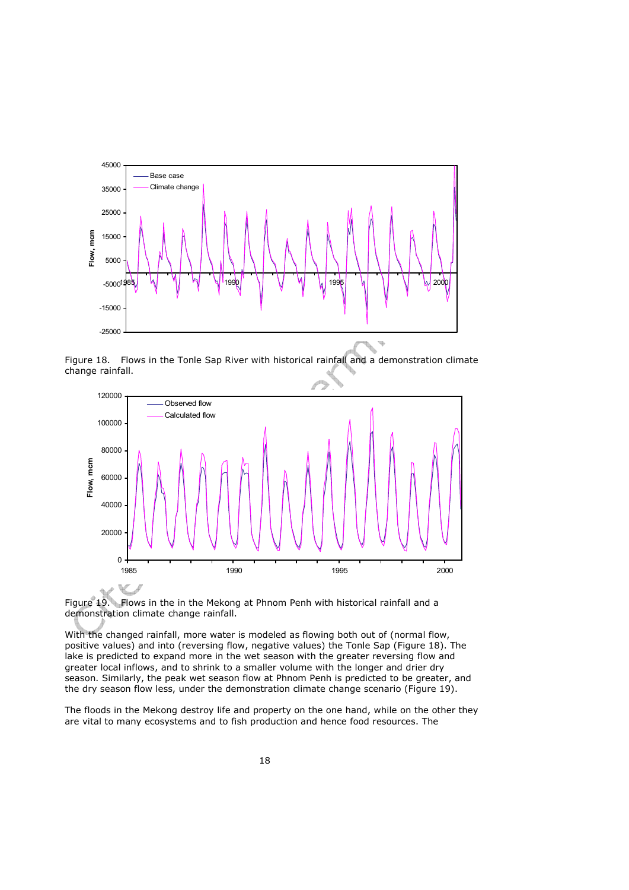Figure 18. Flows in the Tonle Sap River with historical rainfall and a demonstration climate change rainfall.

Figure 19. Flows in the in the Mekong at Phnom Penh with historical rainfall and a demonstration climate change rainfall.

With the changed rainfall, more water is modeled as flowing both out of (normal flow, positive values) and into (reversing flow, negative values) the Tonle Sap (Figure 18). The lake is predicted to expand more in the wet season with the greater reversing flow and greater local inflows, and to shrink to a smaller volume with the longer and drier dry season. Similarly, the peak wet season flow at Phnom Penh is predicted to be greater, and the dry season flow less, under the demonstration climate change scenario (Figure 19).

The floods in the Mekong destroy life and property on the one hand, while on the other they are vital to many ecosystems and to fish production and hence food resources. The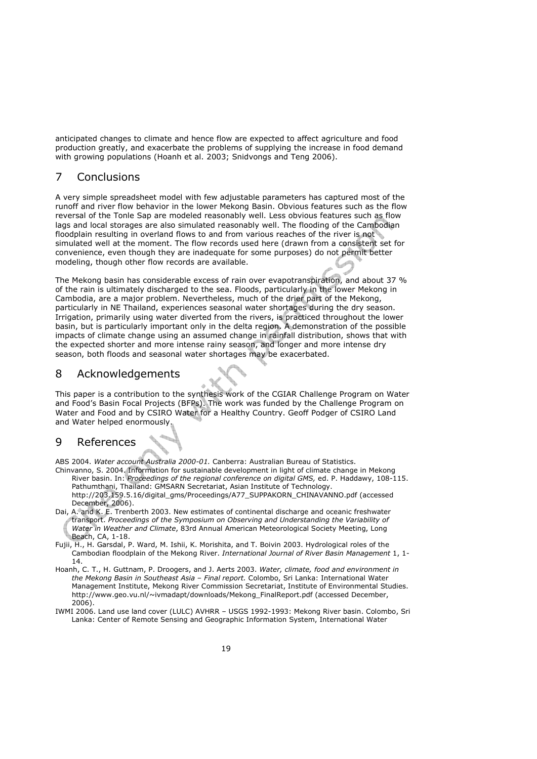anticipated changes to climate and hence flow are expected to affect agriculture and food production greatly, and exacerbate the problems of supplying the increase in food demand with growing populations (Hoanh et al. 2003; Snidvongs and Teng 2006).

# 7 Conclusions

A very simple spreadsheet model with few adjustable parameters has captured most of the runoff and river flow behavior in the lower Mekong Basin. Obvious features such as the flow reversal of the Tonle Sap are modeled reasonably well. Less obvious features such as flow lags and local storages are also simulated reasonably well. The flooding of the Cambodian floodplain resulting in overland flows to and from various reaches of the river is not simulated well at the moment. The flow records used here (drawn from a consistent set for convenience, even though they are inadequate for some purposes) do not permit better modeling, though other flow records are available.

The Mekong basin has considerable excess of rain over evapotranspiration, and about 37 % of the rain is ultimately discharged to the sea. Floods, particularly in the lower Mekong in Cambodia, are a major problem. Nevertheless, much of the drier part of the Mekong, particularly in NE Thailand, experiences seasonal water shortages during the dry season. Irrigation, primarily using water diverted from the rivers, is practiced throughout the lower basin, but is particularly important only in the delta region. A demonstration of the possible impacts of climate change using an assumed change in rainfall distribution, shows that with the expected shorter and more intense rainy season, and longer and more intense dry season, both floods and seasonal water shortages may be exacerbated.

# 8 Acknowledgements

This paper is a contribution to the synthesis work of the CGIAR Challenge Program on Water and Food's Basin Focal Projects (BFPs). The work was funded by the Challenge Program on Water and Food and by CSIRO Water for a Healthy Country. Geoff Podger of CSIRO Land and Water helped enormously.

# 9 References

ABS 2004. *Water account Australia 2000-01.* Canberra: Australian Bureau of Statistics.

Chinvanno, S. 2004. Information for sustainable development in light of climate change in Mekong River basin. In: *Proceedings of the regional conference on digital GMS,* ed. P. Haddawy, 108-115. Pathumthani, Thailand: GMSARN Secretariat, Asian Institute of Technology. http://203.159.5.16/digital_gms/Proceedings/A77_SUPPAKORN_CHINAVANNO.pdf (accessed December, 2006).

Dai, A. and K. E. Trenberth 2003. New estimates of continental discharge and oceanic freshwater transport. *Proceedings of the Symposium on Observing and Understanding the Variability of Water in Weather and Climate*, 83rd Annual American Meteorological Society Meeting, Long Beach, CA, 1-18.

Fujii, H., H. Garsdal, P. Ward, M. Ishii, K. Morishita, and T. Boivin 2003. Hydrological roles of the Cambodian floodplain of the Mekong River. *International Journal of River Basin Management* 1, 1-14.

Hoanh, C. T., H. Guttnam, P. Droogers, and J. Aerts 2003. *Water, climate, food and environment in the Mekong Basin in Southeast Asia – Final report.* Colombo, Sri Lanka: International Water Management Institute, Mekong River Commission Secretariat, Institute of Environmental Studies. http://www.geo.vu.nl/~ivmadapt/downloads/Mekong_FinalReport.pdf (accessed December, 2006).

IWMI 2006. Land use land cover (LULC) AVHRR – USGS 1992-1993: Mekong River basin. Colombo, Sri Lanka: Center of Remote Sensing and Geographic Information System, International Water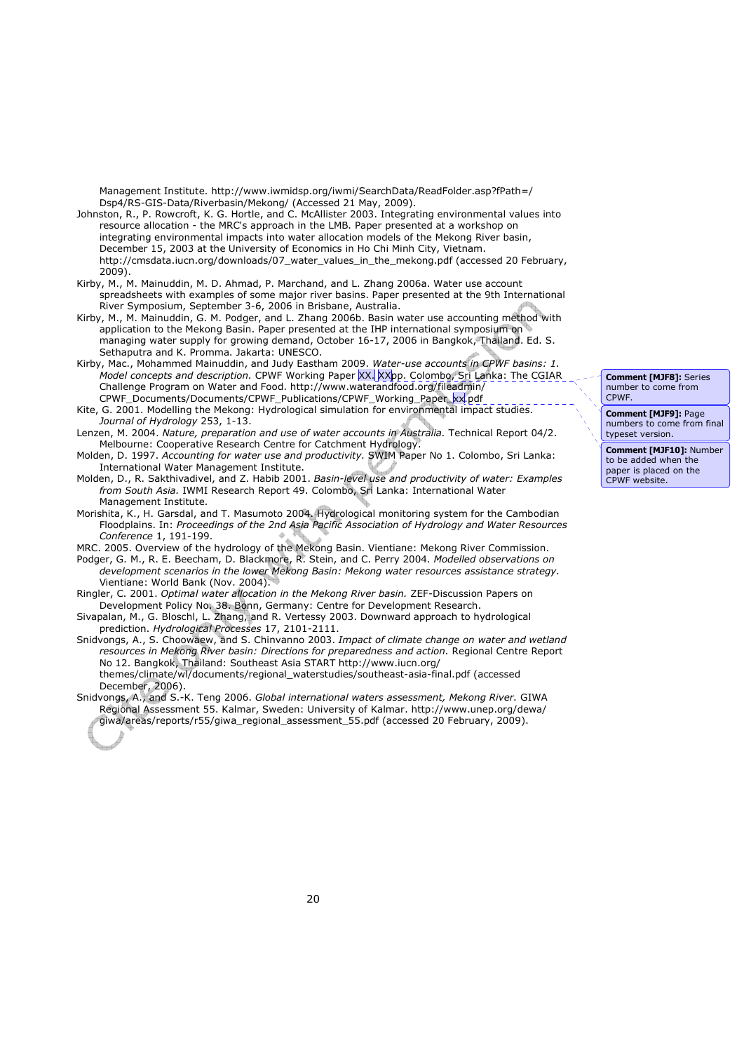Management Institute. http://www.iwmidsp.org/iwmi/SearchData/ReadFolder.asp?fPath=/Dsp4/RS-GIS-Data/Riverbasin/Mekong/ (Accessed 21 May, 2009).

Johnston, R., P. Rowcroft, K. G. Hortle, and C. McAllister 2003. Integrating environmental values into resource allocation - the MRC's approach in the LMB. Paper presented at a workshop on integrating environmental impacts into water allocation models of the Mekong River basin, December 15, 2003 at the University of Economics in Ho Chi Minh City, Vietnam. http://cmsdata.iucn.org/downloads/07_water_values_in_the_mekong.pdf (accessed 20 February, 2009).

Kirby, M., M. Mainuddin, M. D. Ahmad, P. Marchand, and L. Zhang 2006a. Water use account spreadsheets with examples of some major river basins. Paper presented at the 9th International River Symposium, September 3-6, 2006 in Brisbane, Australia.

Kirby, M., M. Mainuddin, G. M. Podger, and L. Zhang 2006b. Basin water use accounting method with application to the Mekong Basin. Paper presented at the IHP international symposium on managing water supply for growing demand, October 16-17, 2006 in Bangkok, Thailand. Ed. S. Sethaputra and K. Promma. Jakarta: UNESCO.

Kirby, Mac., Mohammed Mainuddin, and Judy Eastham 2009. *Water-use accounts in CPWF basins: 1. Model concepts and description.* CPWF Working Paper XX. XXpp. Colombo, Sri Lanka: The CGIAR Challenge Program on Water and Food. http://www.waterandfood.org/fileadmin/CPWF_Documents/Documents/CPWF_Publications/CPWF_Working_Paper_xx.pdf

**Comment [MJF8]:** Series number to come from CPWF.

**Comment [MJF9]:** Page numbers to come from final typeset version.

**Comment [MJF10]:** Number to be added when the paper is placed on the CPWF website.

Kite, G. 2001. Modelling the Mekong: Hydrological simulation for environmental impact studies. *Journal of Hydrology* 253, 1-13.

Lenzen, M. 2004. *Nature, preparation and use of water accounts in Australia.* Technical Report 04/2. Melbourne: Cooperative Research Centre for Catchment Hydrology.

Molden, D. 1997. *Accounting for water use and productivity.* SWIM Paper No 1. Colombo, Sri Lanka: International Water Management Institute.

Molden, D., R. Sakthivadivel, and Z. Habib 2001. *Basin-level use and productivity of water: Examples from South Asia.* IWMI Research Report 49. Colombo, Sri Lanka: International Water Management Institute.

Morishita, K., H. Garsdal, and T. Masumoto 2004. Hydrological monitoring system for the Cambodian Floodplains. In: *Proceedings of the 2nd Asia Pacific Association of Hydrology and Water Resources Conference* 1, 191-199.

MRC. 2005. Overview of the hydrology of the Mekong Basin. Vientiane: Mekong River Commission.

Podger, G. M., R. E. Beecham, D. Blackmore, R. Stein, and C. Perry 2004. *Modelled observations on development scenarios in the lower Mekong Basin: Mekong water resources assistance strategy.* Vientiane: World Bank (Nov. 2004).

Ringler, C. 2001. *Optimal water allocation in the Mekong River basin.* ZEF-Discussion Papers on Development Policy No. 38. Bonn, Germany: Centre for Development Research.

Sivapalan, M., G. Bloschl, L. Zhang, and R. Vertessy 2003. Downward approach to hydrological prediction. *Hydrological Processes* 17, 2101-2111.

Snidvongs, A., S. Choowaew, and S. Chinvanno 2003. *Impact of climate change on water and wetland resources in Mekong River basin: Directions for preparedness and action.* Regional Centre Report No 12. Bangkok, Thailand: Southeast Asia START http://www.iucn.org/themes/climate/wl/documents/regional_waterstudies/southeast-asia-final.pdf (accessed December, 2006).

Snidvongs, A., and S.-K. Teng 2006. *Global international waters assessment, Mekong River.* GIWA Regional Assessment 55. Kalmar, Sweden: University of Kalmar. http://www.unep.org/dewa/giwa/areas/reports/r55/giwa_regional_assessment_55.pdf (accessed 20 February, 2009).